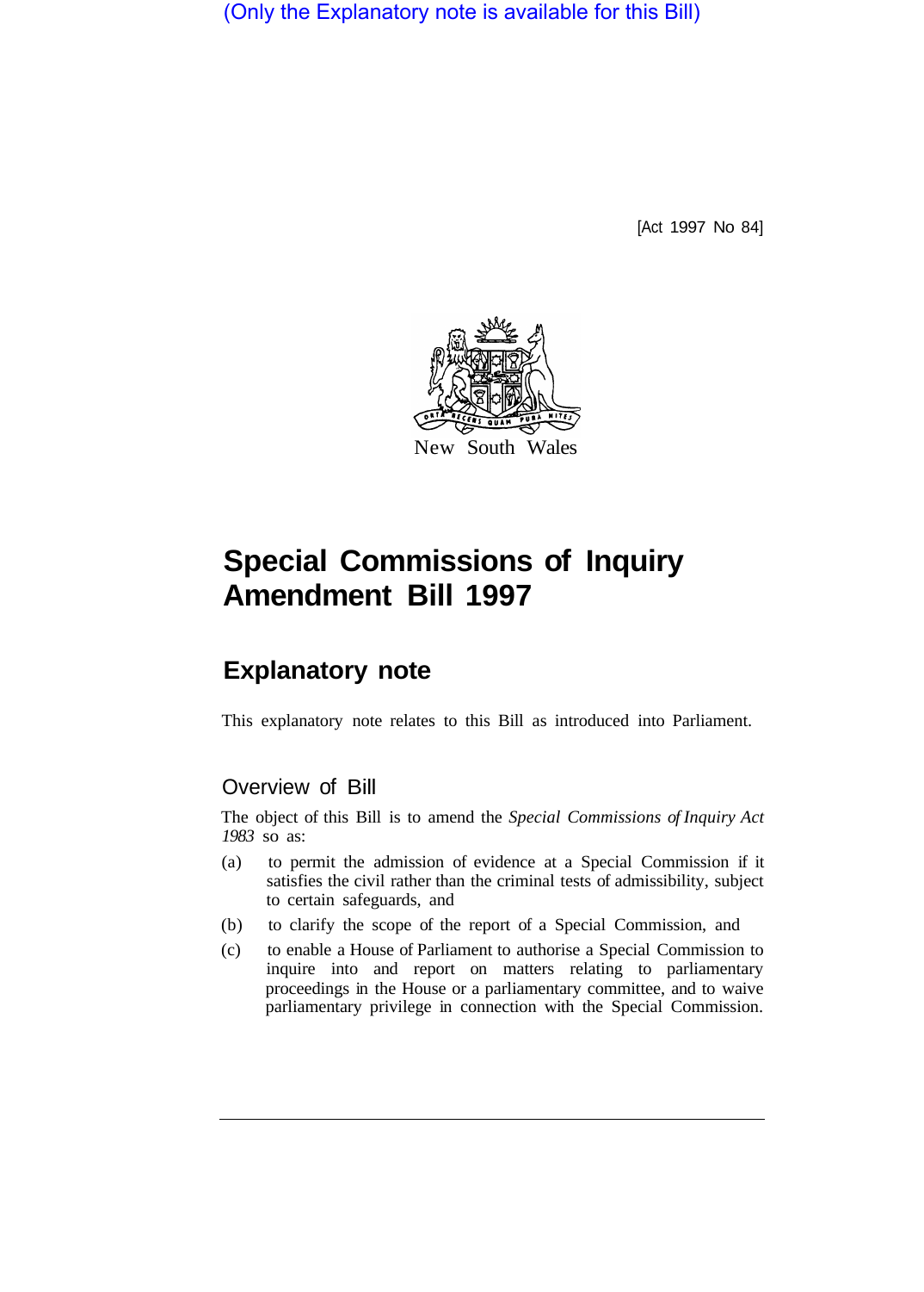(Only the Explanatory note is available for this Bill)

[Act 1997 No 84]

New South Wales

# Special Commissions of Inquiry Amendment Bill 1997

## Explanatory note

This explanatory note relates to this Bill as introduced into Parliament.

### Overview of Bill

The object of this Bill is to amend the *Special Commissions of Inquiry Act 1983* so as:

(a) to permit the admission of evidence at a Special Commission if it satisfies the civil rather than the criminal tests of admissibility, subject to certain safeguards, and

(b) to clarify the scope of the report of a Special Commission, and

(c) to enable a House of Parliament to authorise a Special Commission to inquire into and report on matters relating to parliamentary proceedings in the House or a parliamentary committee, and to waive parliamentary privilege in connection with the Special Commission.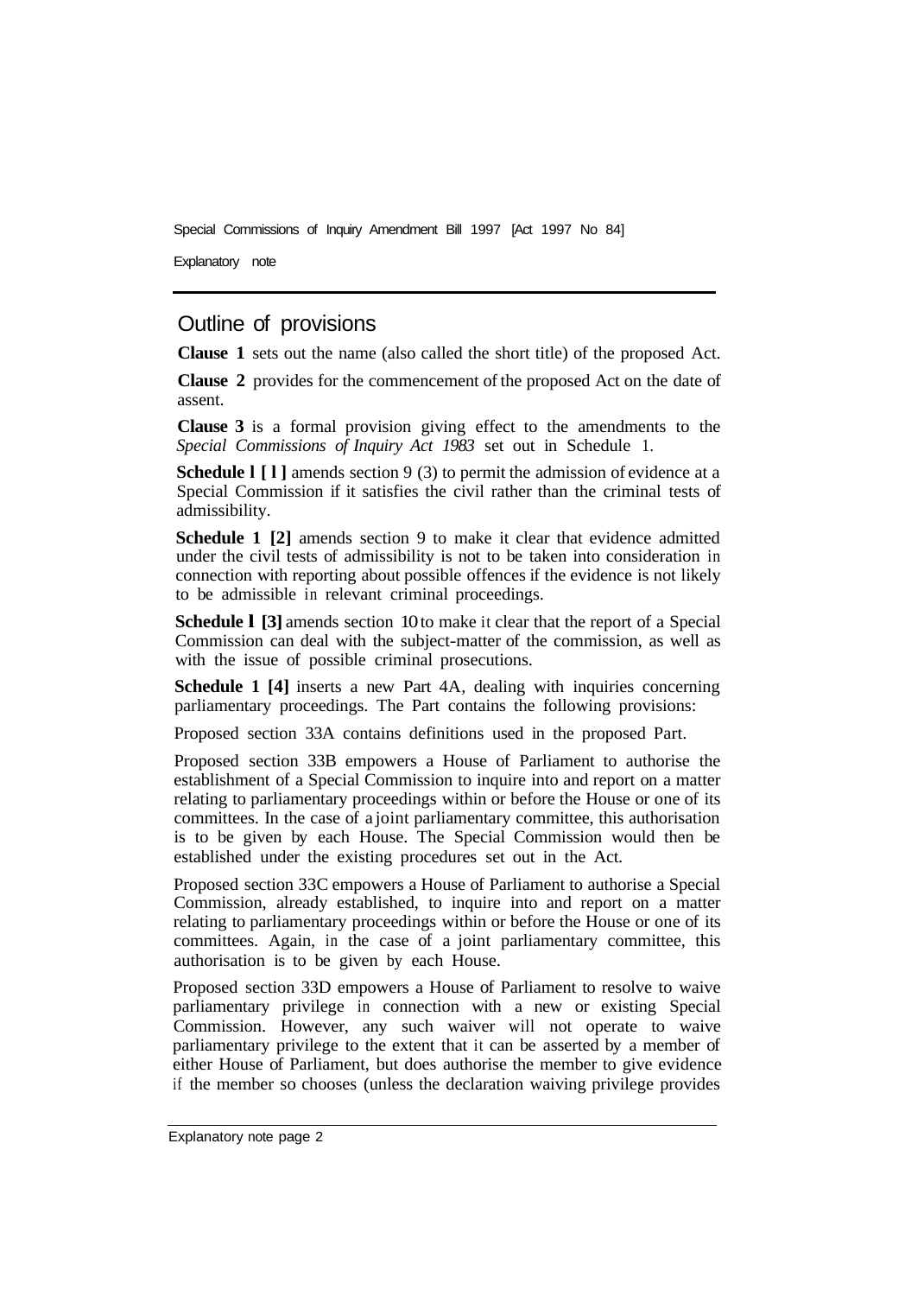## Outline of provisions

**Clause 1** sets out the name (also called the short title) of the proposed Act.

**Clause 2** provides for the commencement of the proposed Act on the date of assent.

**Clause 3** is a formal provision giving effect to the amendments to the *Special Commissions of Inquiry Act 1983* set out in Schedule 1.

**Schedule 1 [1]** amends section 9 (3) to permit the admission of evidence at a Special Commission if it satisfies the civil rather than the criminal tests of admissibility.

**Schedule 1 [2]** amends section 9 to make it clear that evidence admitted under the civil tests of admissibility is not to be taken into consideration in connection with reporting about possible offences if the evidence is not likely to be admissible in relevant criminal proceedings.

**Schedule 1 [3]** amends section 10 to make it clear that the report of a Special Commission can deal with the subject-matter of the commission, as well as with the issue of possible criminal prosecutions.

**Schedule 1 [4]** inserts a new Part 4A, dealing with inquiries concerning parliamentary proceedings. The Part contains the following provisions:

Proposed section 33A contains definitions used in the proposed Part.

Proposed section 33B empowers a House of Parliament to authorise the establishment of a Special Commission to inquire into and report on a matter relating to parliamentary proceedings within or before the House or one of its committees. In the case of a joint parliamentary committee, this authorisation is to be given by each House. The Special Commission would then be established under the existing procedures set out in the Act.

Proposed section 33C empowers a House of Parliament to authorise a Special Commission, already established, to inquire into and report on a matter relating to parliamentary proceedings within or before the House or one of its committees. Again, in the case of a joint parliamentary committee, this authorisation is to be given by each House.

Proposed section 33D empowers a House of Parliament to resolve to waive parliamentary privilege in connection with a new or existing Special Commission. However, any such waiver will not operate to waive parliamentary privilege to the extent that it can be asserted by a member of either House of Parliament, but does authorise the member to give evidence if the member so chooses (unless the declaration waiving privilege provides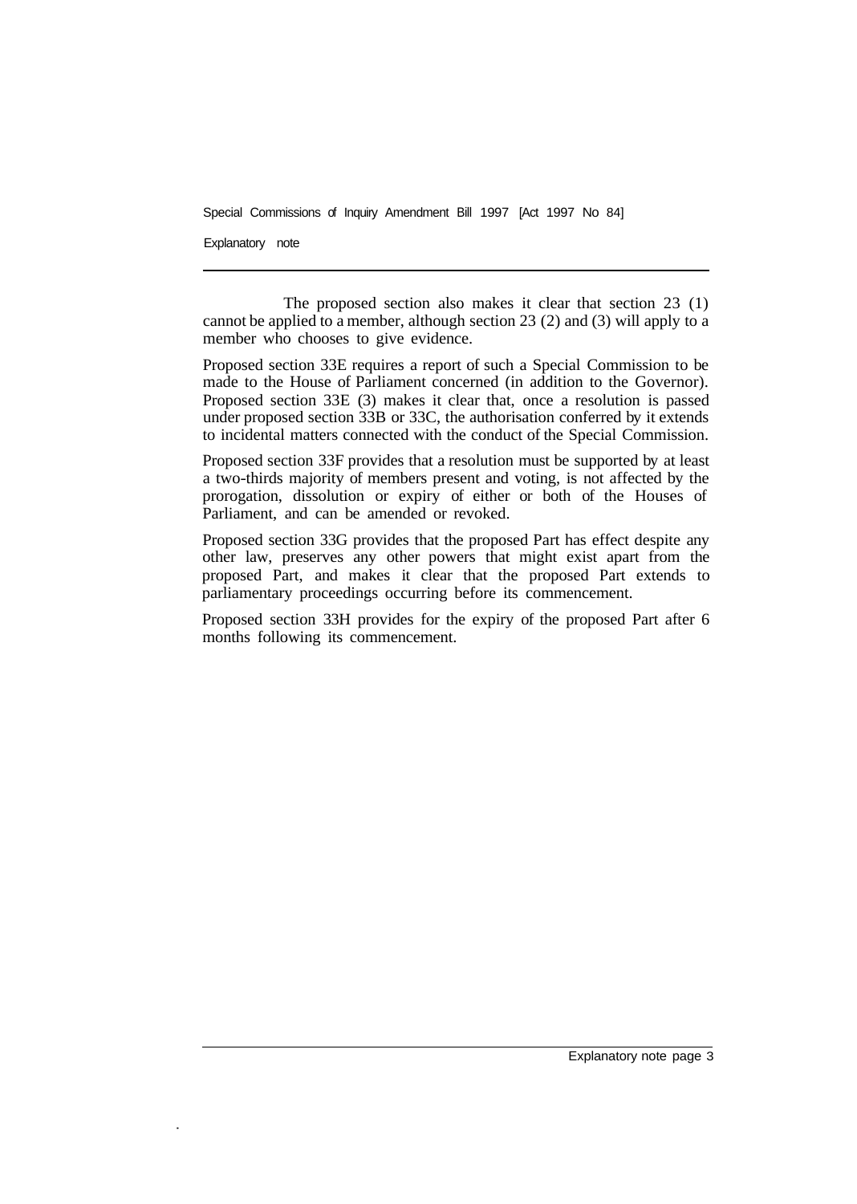The proposed section also makes it clear that section 23 (1) cannot be applied to a member, although section 23 (2) and (3) will apply to a member who chooses to give evidence.

Proposed section 33E requires a report of such a Special Commission to be made to the House of Parliament concerned (in addition to the Governor). Proposed section 33E (3) makes it clear that, once a resolution is passed under proposed section 33B or 33C, the authorisation conferred by it extends to incidental matters connected with the conduct of the Special Commission.

Proposed section 33F provides that a resolution must be supported by at least a two-thirds majority of members present and voting, is not affected by the prorogation, dissolution or expiry of either or both of the Houses of Parliament, and can be amended or revoked.

Proposed section 33G provides that the proposed Part has effect despite any other law, preserves any other powers that might exist apart from the proposed Part, and makes it clear that the proposed Part extends to parliamentary proceedings occurring before its commencement.

Proposed section 33H provides for the expiry of the proposed Part after 6 months following its commencement.